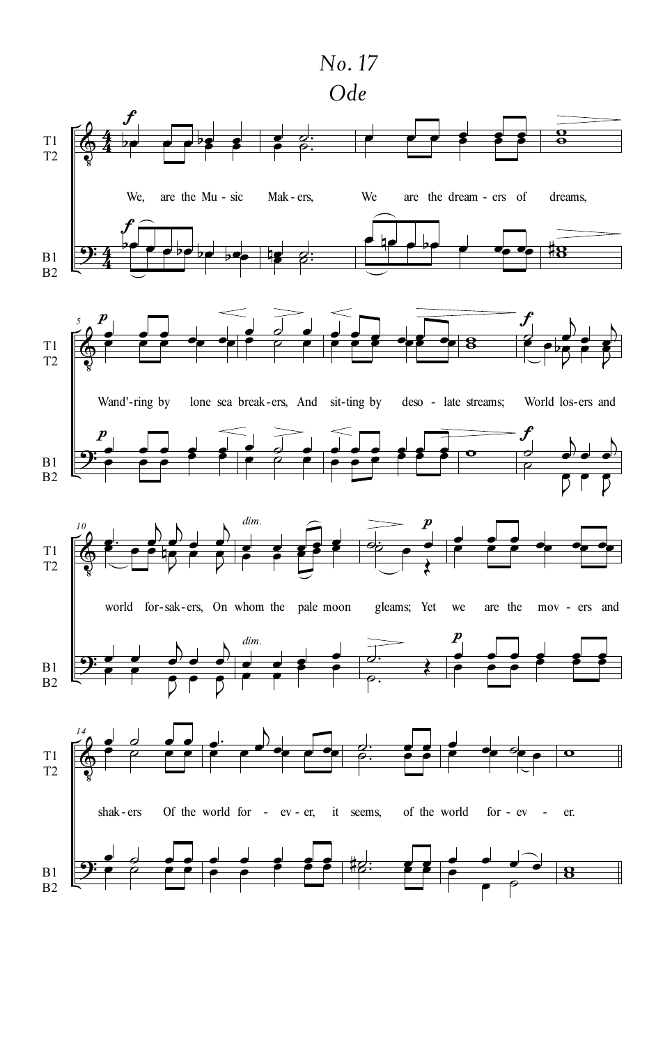# No. 17

## Ode

We, are the Mu - sic Mak - ers, We are the dream - ers of dreams,

Wand'-ring by lone sea break - ers, And sit - ting by deso - late streams; World los - ers and

world for - sak - ers, On whom the pale moon gleams; Yet we are the mov - ers and

shak - ers Of the world for - ev - er, it seems, of the world for - ev - er.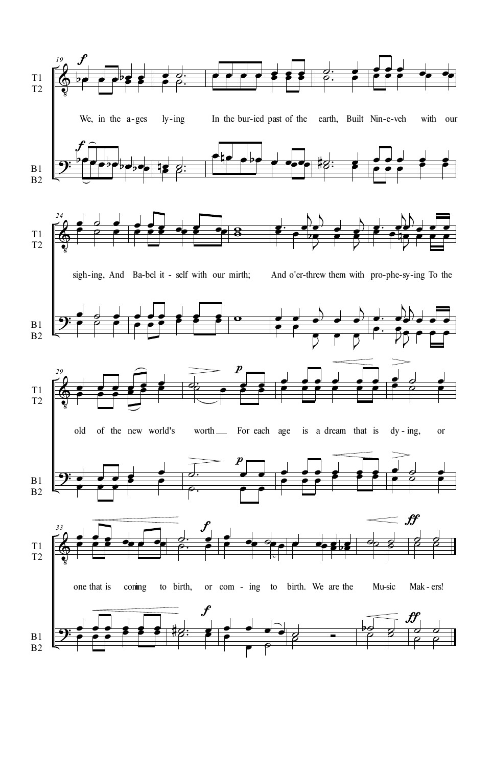We, in the a-ges ly-ing In the bur-ied past of the earth, Built Nin-e-veh with our

sigh-ing, And Ba-bel it - self with our mirth; And o'er-threw them with pro-phe-sy-ing To the

old of the new world's worth For each age is a dream that is dy - ing, or

one that is com-ing to birth, or com - ing to birth. We are the Mu-sic Mak - ers!